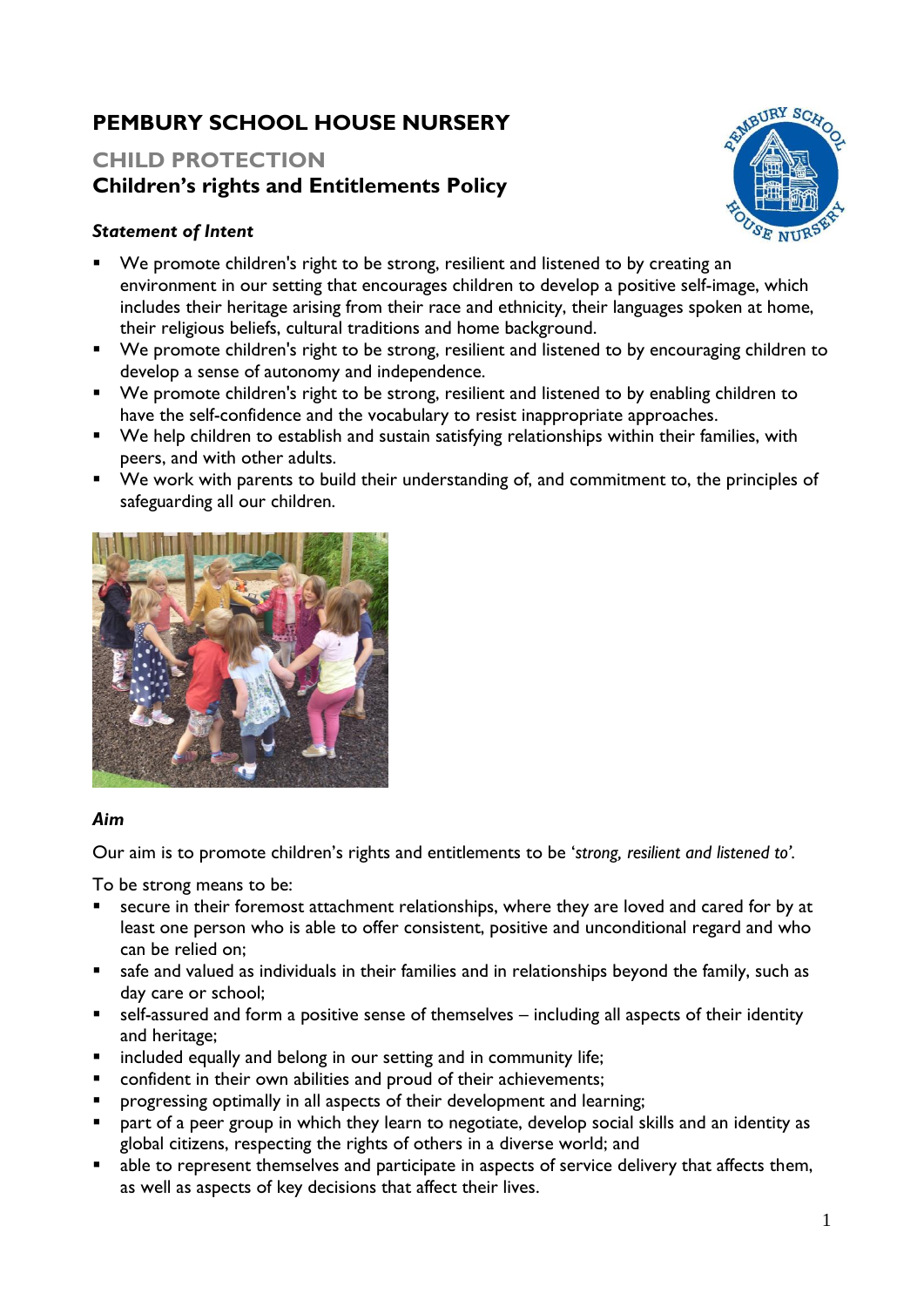# PEMBURY SCHOOL HOUSE NURSERY

## CHILD PROTECTION

## Children's rights and Entitlements Policy

***Statement of Intent***

- We promote children's right to be strong, resilient and listened to by creating an environment in our setting that encourages children to develop a positive self-image, which includes their heritage arising from their race and ethnicity, their languages spoken at home, their religious beliefs, cultural traditions and home background.
- We promote children's right to be strong, resilient and listened to by encouraging children to develop a sense of autonomy and independence.
- We promote children's right to be strong, resilient and listened to by enabling children to have the self-confidence and the vocabulary to resist inappropriate approaches.
- We help children to establish and sustain satisfying relationships within their families, with peers, and with other adults.
- We work with parents to build their understanding of, and commitment to, the principles of safeguarding all our children.

***Aim***

Our aim is to promote children's rights and entitlements to be '*strong, resilient and listened to'*.

To be strong means to be:

- secure in their foremost attachment relationships, where they are loved and cared for by at least one person who is able to offer consistent, positive and unconditional regard and who can be relied on;
- safe and valued as individuals in their families and in relationships beyond the family, such as day care or school;
- self-assured and form a positive sense of themselves – including all aspects of their identity and heritage;
- included equally and belong in our setting and in community life;
- confident in their own abilities and proud of their achievements;
- progressing optimally in all aspects of their development and learning;
- part of a peer group in which they learn to negotiate, develop social skills and an identity as global citizens, respecting the rights of others in a diverse world; and
- able to represent themselves and participate in aspects of service delivery that affects them, as well as aspects of key decisions that affect their lives.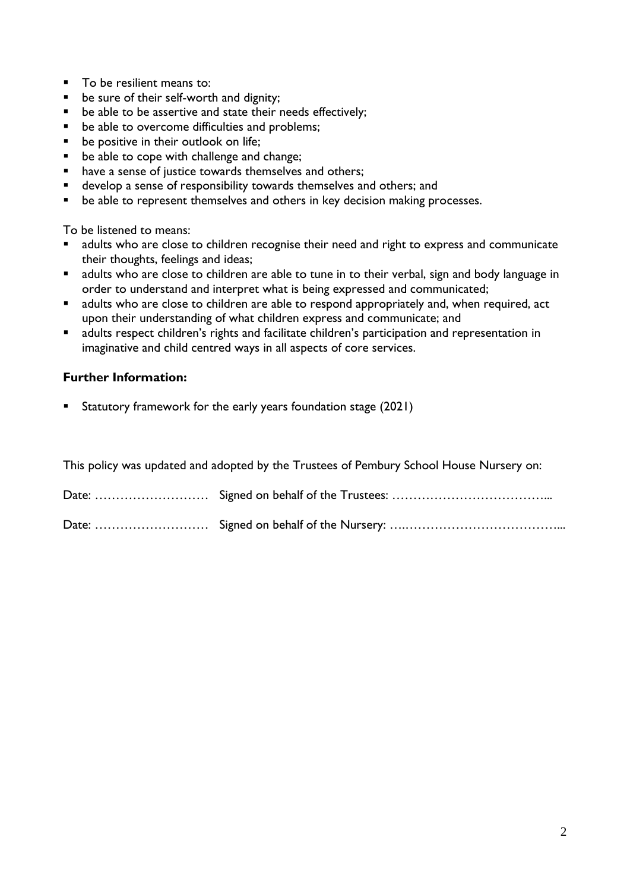- To be resilient means to:
- be sure of their self-worth and dignity;
- be able to be assertive and state their needs effectively;
- be able to overcome difficulties and problems;
- be positive in their outlook on life;
- be able to cope with challenge and change;
- have a sense of justice towards themselves and others;
- develop a sense of responsibility towards themselves and others; and
- be able to represent themselves and others in key decision making processes.

To be listened to means:

- adults who are close to children recognise their need and right to express and communicate their thoughts, feelings and ideas;
- adults who are close to children are able to tune in to their verbal, sign and body language in order to understand and interpret what is being expressed and communicated;
- adults who are close to children are able to respond appropriately and, when required, act upon their understanding of what children express and communicate; and
- adults respect children's rights and facilitate children's participation and representation in imaginative and child centred ways in all aspects of core services.

**Further Information:**

- Statutory framework for the early years foundation stage (2021)

This policy was updated and adopted by the Trustees of Pembury School House Nursery on:

Date: ……………………… Signed on behalf of the Trustees: ………………………………...

Date: ……………………… Signed on behalf of the Nursery: ….………………………………...